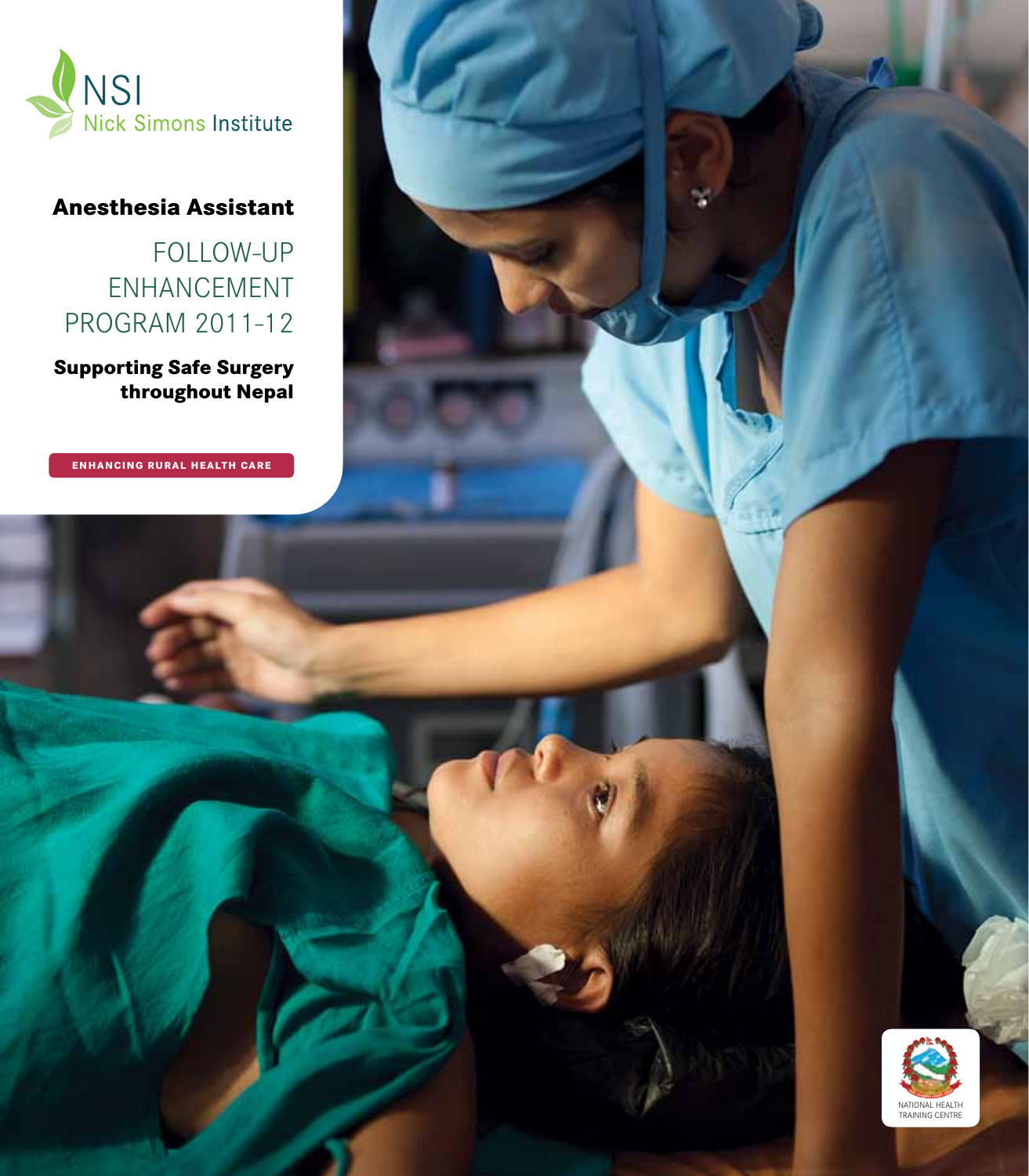NSI
Nick Simons Institute

# Anesthesia Assistant

## FOLLOW-UP ENHANCEMENT PROGRAM 2011-12

**Supporting Safe Surgery throughout Nepal**

ENHANCING RURAL HEALTH CARE

NATIONAL HEALTH TRAINING CENTRE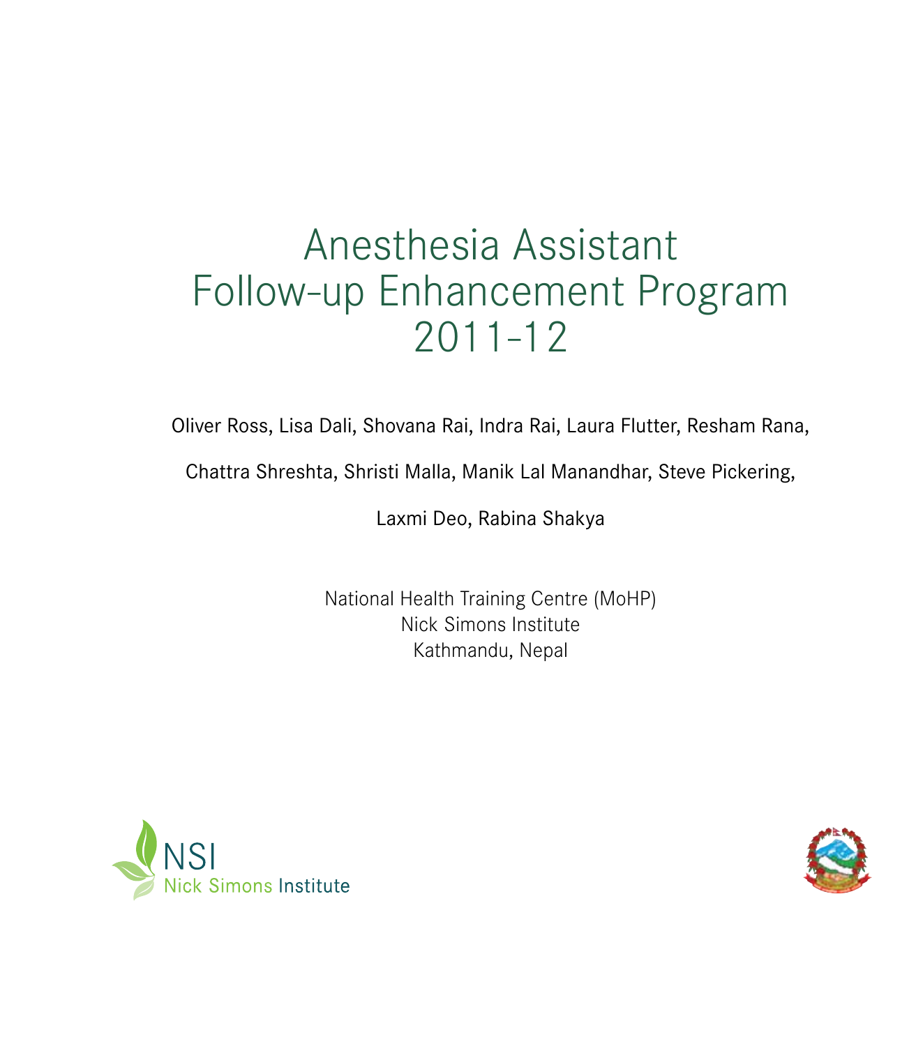# Anesthesia Assistant Follow-up Enhancement Program 2011-12

Oliver Ross, Lisa Dali, Shovana Rai, Indra Rai, Laura Flutter, Resham Rana,

Chattra Shreshta, Shristi Malla, Manik Lal Manandhar, Steve Pickering,

Laxmi Deo, Rabina Shakya

National Health Training Centre (MoHP)
Nick Simons Institute
Kathmandu, Nepal

NSI
Nick Simons Institute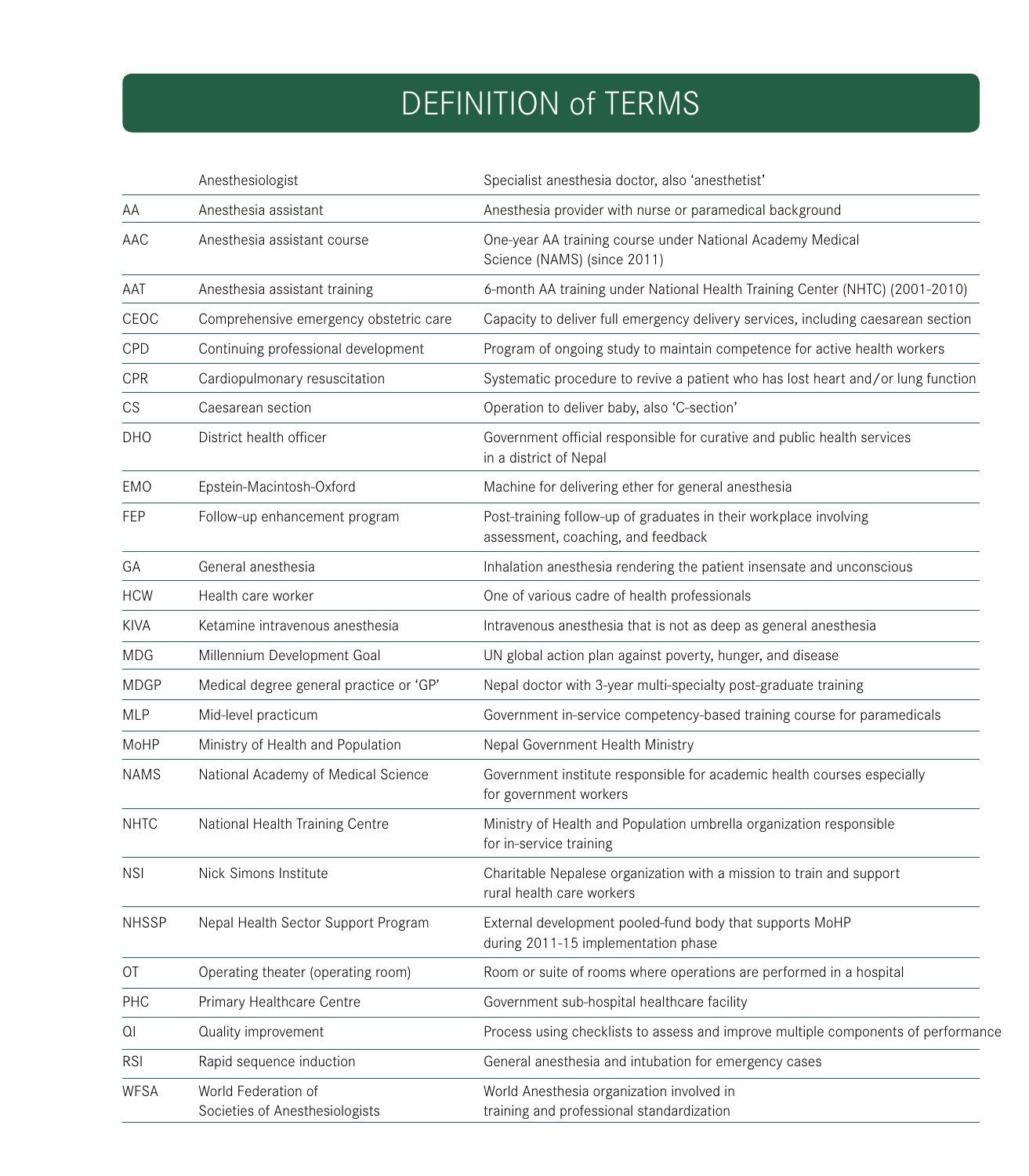# DEFINITION of TERMS

| | | |
|---|---|---|
| | Anesthesiologist | Specialist anesthesia doctor, also 'anesthetist' |
| AA | Anesthesia assistant | Anesthesia provider with nurse or paramedical background |
| AAC | Anesthesia assistant course | One-year AA training course under National Academy Medical Science (NAMS) (since 2011) |
| AAT | Anesthesia assistant training | 6-month AA training under National Health Training Center (NHTC) (2001-2010) |
| CEOC | Comprehensive emergency obstetric care | Capacity to deliver full emergency delivery services, including caesarean section |
| CPD | Continuing professional development | Program of ongoing study to maintain competence for active health workers |
| CPR | Cardiopulmonary resuscitation | Systematic procedure to revive a patient who has lost heart and/or lung function |
| CS | Caesarean section | Operation to deliver baby, also 'C-section' |
| DHO | District health officer | Government official responsible for curative and public health services in a district of Nepal |
| EMO | Epstein-Macintosh-Oxford | Machine for delivering ether for general anesthesia |
| FEP | Follow-up enhancement program | Post-training follow-up of graduates in their workplace involving assessment, coaching, and feedback |
| GA | General anesthesia | Inhalation anesthesia rendering the patient insensate and unconscious |
| HCW | Health care worker | One of various cadre of health professionals |
| KIVA | Ketamine intravenous anesthesia | Intravenous anesthesia that is not as deep as general anesthesia |
| MDG | Millennium Development Goal | UN global action plan against poverty, hunger, and disease |
| MDGP | Medical degree general practice or 'GP' | Nepal doctor with 3-year multi-specialty post-graduate training |
| MLP | Mid-level practicum | Government in-service competency-based training course for paramedicals |
| MoHP | Ministry of Health and Population | Nepal Government Health Ministry |
| NAMS | National Academy of Medical Science | Government institute responsible for academic health courses especially for government workers |
| NHTC | National Health Training Centre | Ministry of Health and Population umbrella organization responsible for in-service training |
| NSI | Nick Simons Institute | Charitable Nepalese organization with a mission to train and support rural health care workers |
| NHSSP | Nepal Health Sector Support Program | External development pooled-fund body that supports MoHP during 2011-15 implementation phase |
| OT | Operating theater (operating room) | Room or suite of rooms where operations are performed in a hospital |
| PHC | Primary Healthcare Centre | Government sub-hospital healthcare facility |
| QI | Quality improvement | Process using checklists to assess and improve multiple components of performance |
| RSI | Rapid sequence induction | General anesthesia and intubation for emergency cases |
| WFSA | World Federation of Societies of Anesthesiologists | World Anesthesia organization involved in training and professional standardization |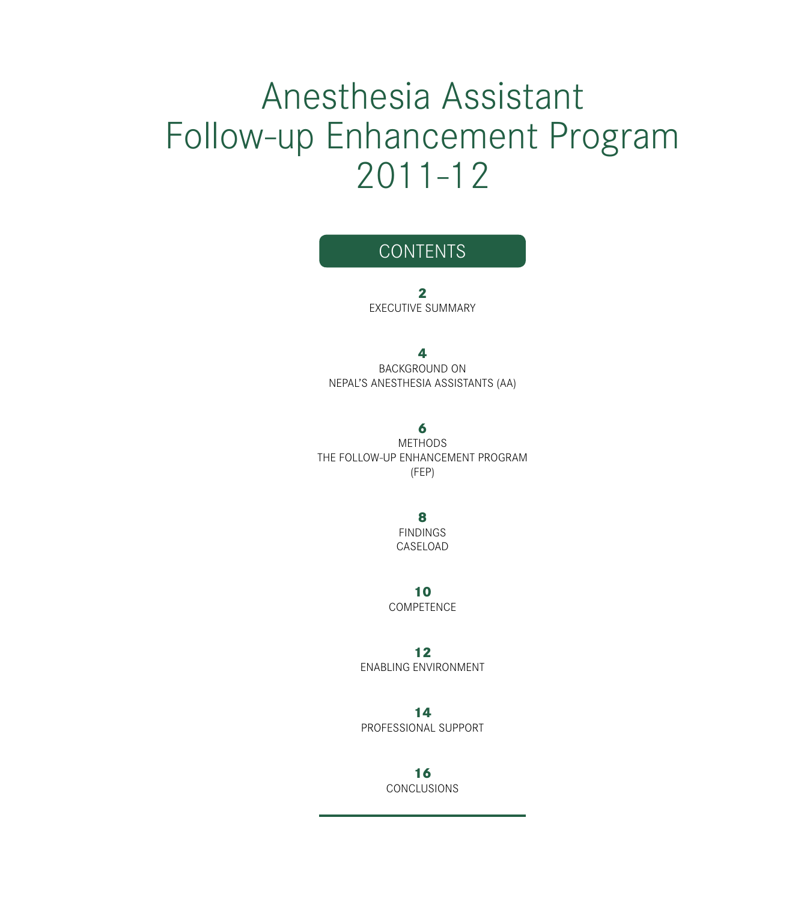# Anesthesia Assistant Follow-up Enhancement Program 2011-12

## CONTENTS

**2**
EXECUTIVE SUMMARY

**4**
BACKGROUND ON
NEPAL'S ANESTHESIA ASSISTANTS (AA)

**6**
METHODS
THE FOLLOW-UP ENHANCEMENT PROGRAM
(FEP)

**8**
FINDINGS
CASELOAD

**10**
COMPETENCE

**12**
ENABLING ENVIRONMENT

**14**
PROFESSIONAL SUPPORT

**16**
CONCLUSIONS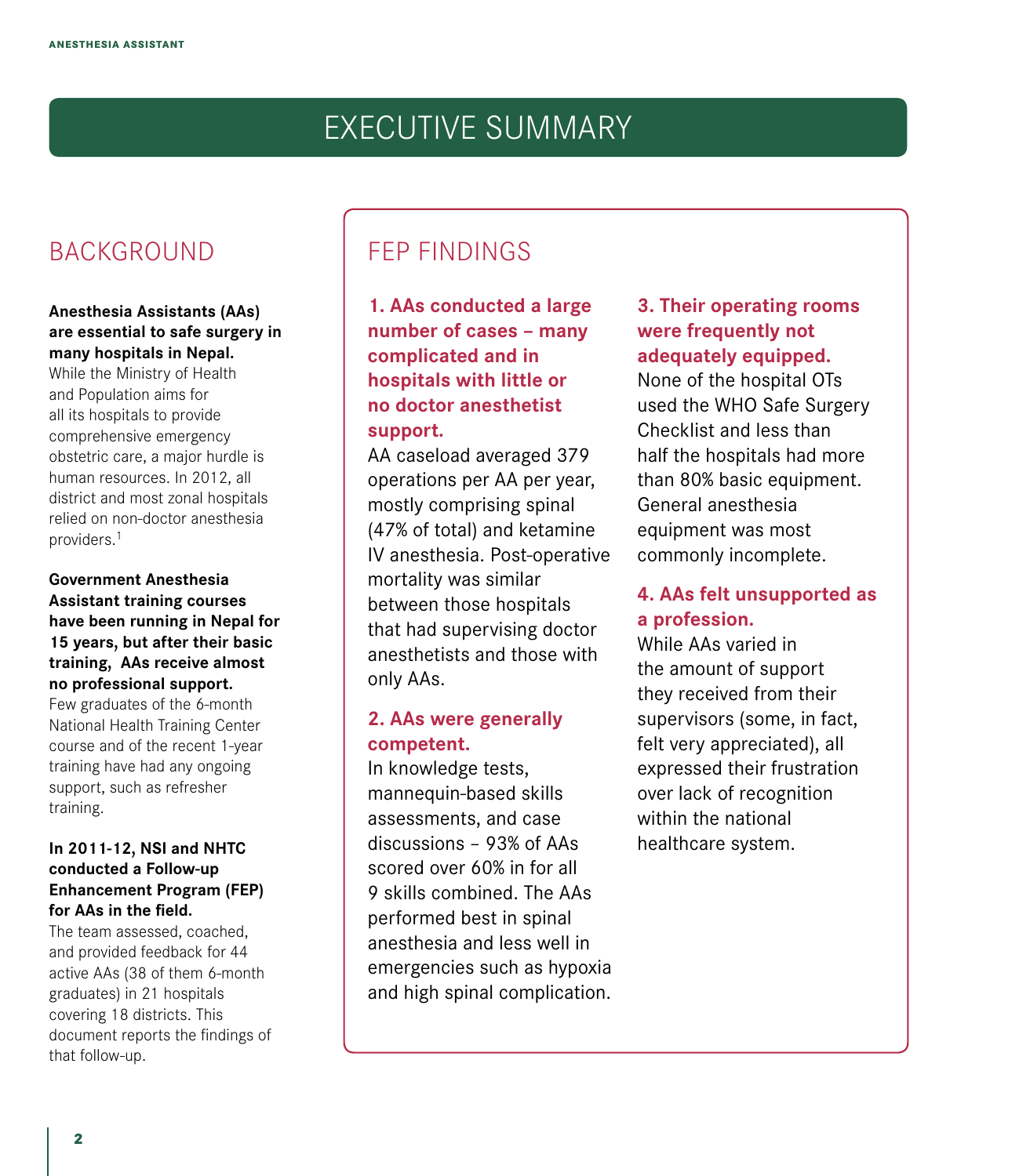# EXECUTIVE SUMMARY

## BACKGROUND

**Anesthesia Assistants (AAs) are essential to safe surgery in many hospitals in Nepal.** While the Ministry of Health and Population aims for all its hospitals to provide comprehensive emergency obstetric care, a major hurdle is human resources. In 2012, all district and most zonal hospitals relied on non-doctor anesthesia providers.[1]

**Government Anesthesia Assistant training courses have been running in Nepal for 15 years, but after their basic training, AAs receive almost no professional support.** Few graduates of the 6-month National Health Training Center course and of the recent 1-year training have had any ongoing support, such as refresher training.

**In 2011-12, NSI and NHTC conducted a Follow-up Enhancement Program (FEP) for AAs in the field.** The team assessed, coached, and provided feedback for 44 active AAs (38 of them 6-month graduates) in 21 hospitals covering 18 districts. This document reports the findings of that follow-up.

## FEP FINDINGS

### 1. AAs conducted a large number of cases – many complicated and in hospitals with little or no doctor anesthetist support.

AA caseload averaged 379 operations per AA per year, mostly comprising spinal (47% of total) and ketamine IV anesthesia. Post-operative mortality was similar between those hospitals that had supervising doctor anesthetists and those with only AAs.

### 2. AAs were generally competent.

In knowledge tests, mannequin-based skills assessments, and case discussions – 93% of AAs scored over 60% in for all 9 skills combined. The AAs performed best in spinal anesthesia and less well in emergencies such as hypoxia and high spinal complication.

### 3. Their operating rooms were frequently not adequately equipped.

None of the hospital OTs used the WHO Safe Surgery Checklist and less than half the hospitals had more than 80% basic equipment. General anesthesia equipment was most commonly incomplete.

### 4. AAs felt unsupported as a profession.

While AAs varied in the amount of support they received from their supervisors (some, in fact, felt very appreciated), all expressed their frustration over lack of recognition within the national healthcare system.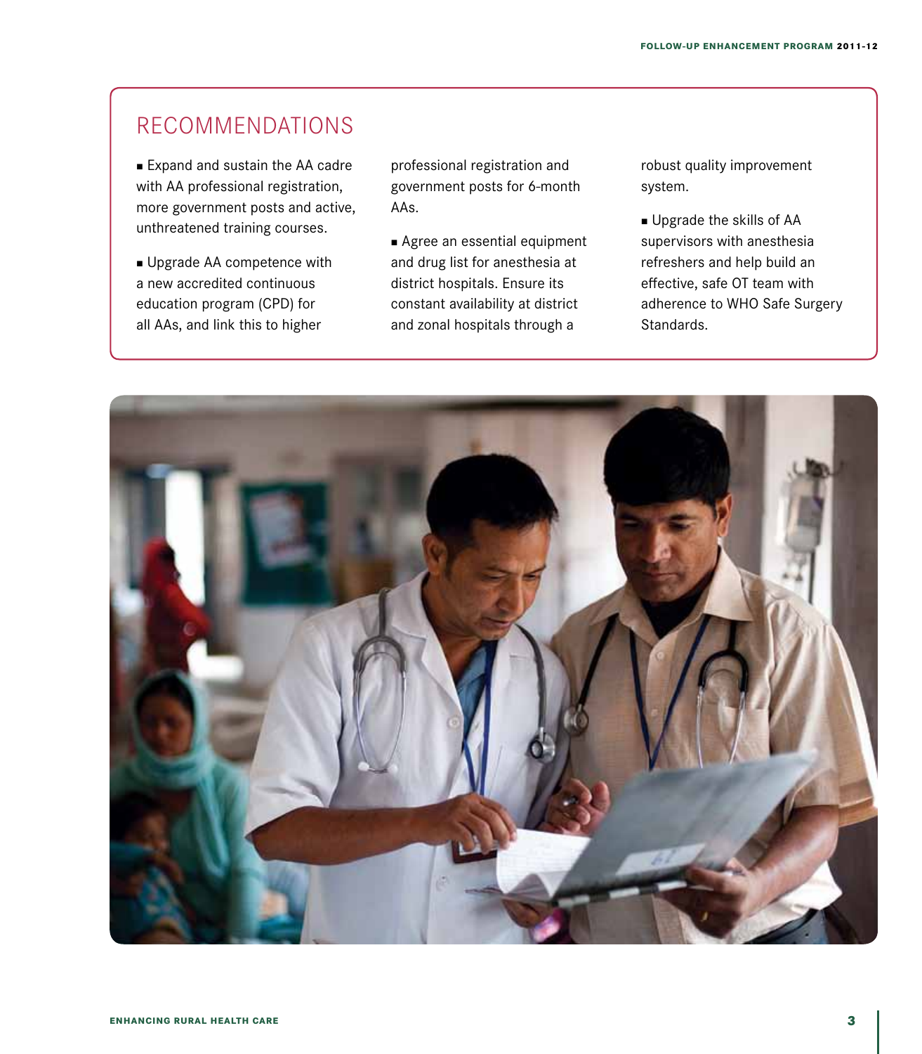## RECOMMENDATIONS

- Expand and sustain the AA cadre with AA professional registration, more government posts and active, unthreatened training courses.
- Upgrade AA competence with a new accredited continuous education program (CPD) for all AAs, and link this to higher professional registration and government posts for 6-month AAs.
- Agree an essential equipment and drug list for anesthesia at district hospitals. Ensure its constant availability at district and zonal hospitals through a robust quality improvement system.
- Upgrade the skills of AA supervisors with anesthesia refreshers and help build an effective, safe OT team with adherence to WHO Safe Surgery Standards.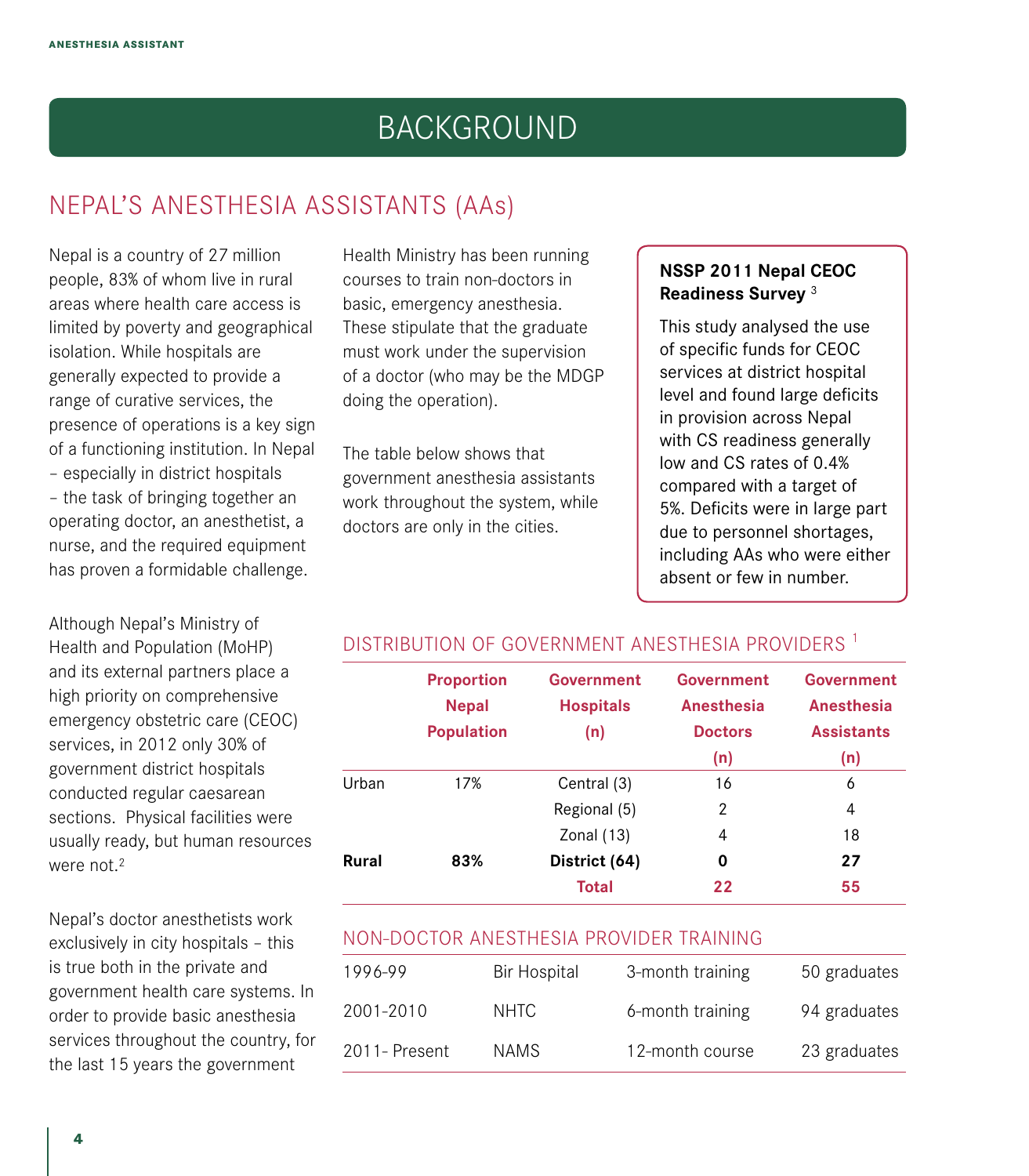# BACKGROUND

## NEPAL'S ANESTHESIA ASSISTANTS (AAs)

Nepal is a country of 27 million people, 83% of whom live in rural areas where health care access is limited by poverty and geographical isolation. While hospitals are generally expected to provide a range of curative services, the presence of operations is a key sign of a functioning institution. In Nepal – especially in district hospitals – the task of bringing together an operating doctor, an anesthetist, a nurse, and the required equipment has proven a formidable challenge.

Although Nepal's Ministry of Health and Population (MoHP) and its external partners place a high priority on comprehensive emergency obstetric care (CEOC) services, in 2012 only 30% of government district hospitals conducted regular caesarean sections. Physical facilities were usually ready, but human resources were not.[2]

Nepal's doctor anesthetists work exclusively in city hospitals – this is true both in the private and government health care systems. In order to provide basic anesthesia services throughout the country, for the last 15 years the government Health Ministry has been running courses to train non-doctors in basic, emergency anesthesia. These stipulate that the graduate must work under the supervision of a doctor (who may be the MDGP doing the operation).

The table below shows that government anesthesia assistants work throughout the system, while doctors are only in the cities.

> **NSSP 2011 Nepal CEOC Readiness Survey** [3]
>
> This study analysed the use of specific funds for CEOC services at district hospital level and found large deficits in provision across Nepal with CS readiness generally low and CS rates of 0.4% compared with a target of 5%. Deficits were in large part due to personnel shortages, including AAs who were either absent or few in number.

### DISTRIBUTION OF GOVERNMENT ANESTHESIA PROVIDERS [1]

| | Proportion Nepal Population | Government Hospitals (n) | Government Anesthesia Doctors (n) | Government Anesthesia Assistants (n) |
|---|---|---|---|---|
| Urban | 17% | Central (3) | 16 | 6 |
| | | Regional (5) | 2 | 4 |
| | | Zonal (13) | 4 | 18 |
| **Rural** | **83%** | **District (64)** | **0** | **27** |
| | | **Total** | **22** | **55** |

### NON-DOCTOR ANESTHESIA PROVIDER TRAINING

| | | | |
|---|---|---|---|
| 1996-99 | Bir Hospital | 3-month training | 50 graduates |
| 2001-2010 | NHTC | 6-month training | 94 graduates |
| 2011- Present | NAMS | 12-month course | 23 graduates |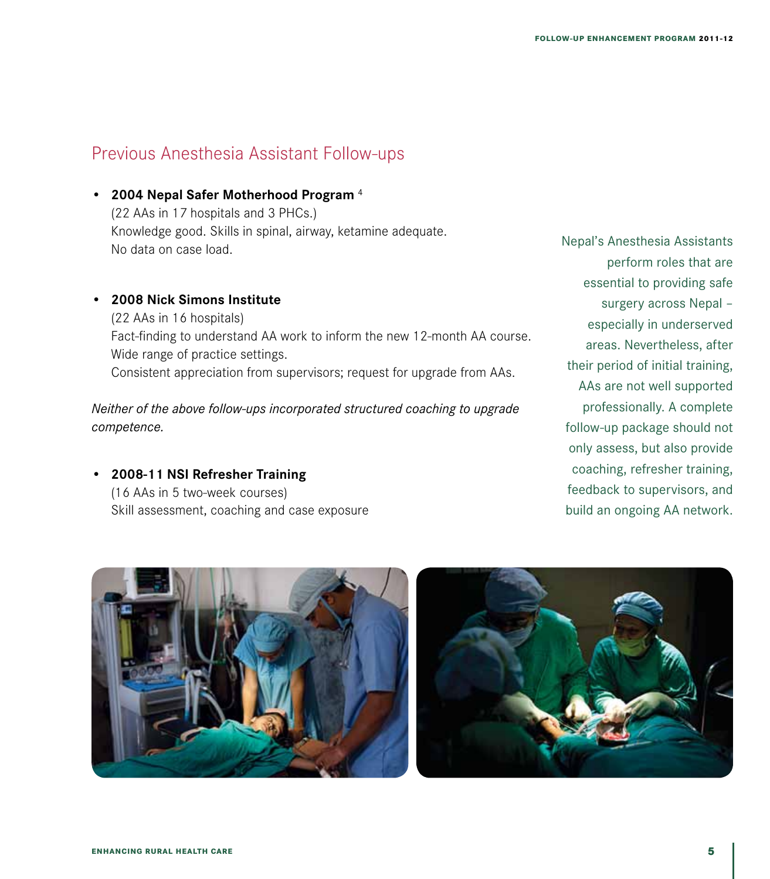## Previous Anesthesia Assistant Follow-ups

- **2004 Nepal Safer Motherhood Program** [4]
  (22 AAs in 17 hospitals and 3 PHCs.)
  Knowledge good. Skills in spinal, airway, ketamine adequate.
  No data on case load.

- **2008 Nick Simons Institute**
  (22 AAs in 16 hospitals)
  Fact-finding to understand AA work to inform the new 12-month AA course.
  Wide range of practice settings.
  Consistent appreciation from supervisors; request for upgrade from AAs.

*Neither of the above follow-ups incorporated structured coaching to upgrade competence.*

- **2008-11 NSI Refresher Training**
  (16 AAs in 5 two-week courses)
  Skill assessment, coaching and case exposure

Nepal's Anesthesia Assistants perform roles that are essential to providing safe surgery across Nepal – especially in underserved areas. Nevertheless, after their period of initial training, AAs are not well supported professionally. A complete follow-up package should not only assess, but also provide coaching, refresher training, feedback to supervisors, and build an ongoing AA network.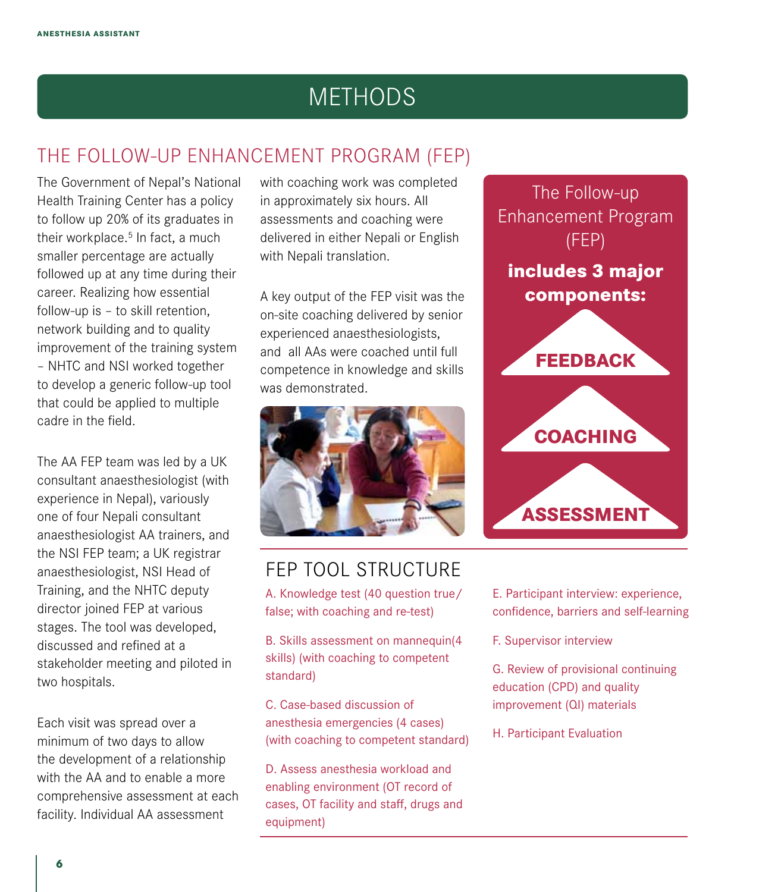# METHODS

## THE FOLLOW-UP ENHANCEMENT PROGRAM (FEP)

The Government of Nepal's National Health Training Center has a policy to follow up 20% of its graduates in their workplace.[5] In fact, a much smaller percentage are actually followed up at any time during their career. Realizing how essential follow-up is – to skill retention, network building and to quality improvement of the training system – NHTC and NSI worked together to develop a generic follow-up tool that could be applied to multiple cadre in the field.

The AA FEP team was led by a UK consultant anaesthesiologist (with experience in Nepal), variously one of four Nepali consultant anaesthesiologist AA trainers, and the NSI FEP team; a UK registrar anaesthesiologist, NSI Head of Training, and the NHTC deputy director joined FEP at various stages. The tool was developed, discussed and refined at a stakeholder meeting and piloted in two hospitals.

Each visit was spread over a minimum of two days to allow the development of a relationship with the AA and to enable a more comprehensive assessment at each facility. Individual AA assessment with coaching work was completed in approximately six hours. All assessments and coaching were delivered in either Nepali or English with Nepali translation.

A key output of the FEP visit was the on-site coaching delivered by senior experienced anaesthesiologists, and all AAs were coached until full competence in knowledge and skills was demonstrated.

The Follow-up Enhancement Program (FEP)

**includes 3 major components:**

**FEEDBACK**

**COACHING**

**ASSESSMENT**

## FEP TOOL STRUCTURE

A. Knowledge test (40 question true/false; with coaching and re-test)

B. Skills assessment on mannequin(4 skills) (with coaching to competent standard)

C. Case-based discussion of anesthesia emergencies (4 cases) (with coaching to competent standard)

D. Assess anesthesia workload and enabling environment (OT record of cases, OT facility and staff, drugs and equipment)

E. Participant interview: experience, confidence, barriers and self-learning

F. Supervisor interview

G. Review of provisional continuing education (CPD) and quality improvement (QI) materials

H. Participant Evaluation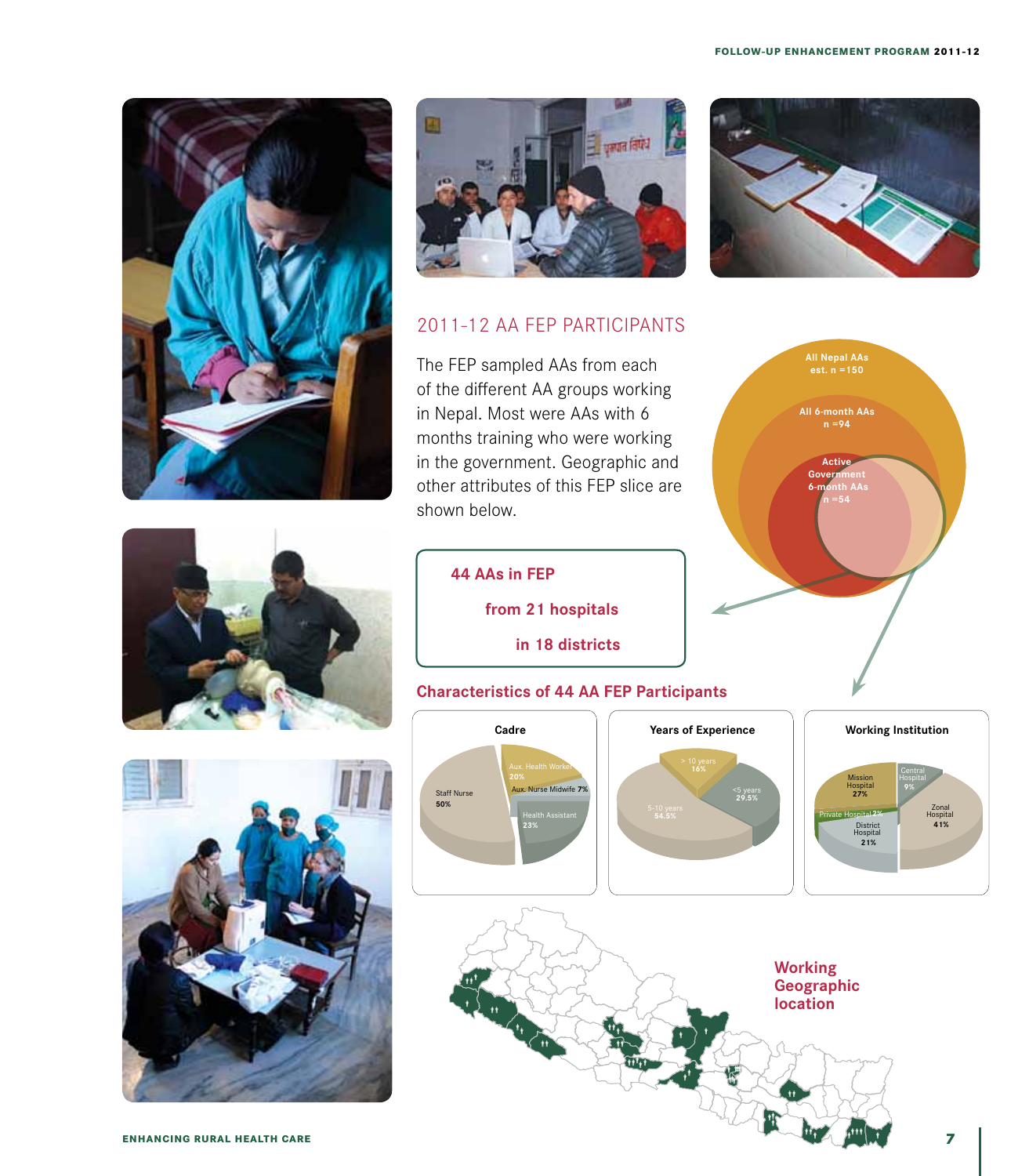## 2011-12 AA FEP PARTICIPANTS

The FEP sampled AAs from each of the different AA groups working in Nepal. Most were AAs with 6 months training who were working in the government. Geographic and other attributes of this FEP slice are shown below.

All Nepal AAs est. n = 150

All 6-month AAs n = 94

Active Government 6-month AAs n = 54

**44 AAs in FEP**

**from 21 hospitals**

**in 18 districts**

### Characteristics of 44 AA FEP Participants

**Cadre**

| Cadre | % |
|---|---|
| Staff Nurse | 50% |
| Aux. Health Worker | 20% |
| Aux. Nurse Midwife | 7% |
| Health Assistant | 23% |

**Years of Experience**

| Years | % |
|---|---|
| > 10 years | 16% |
| <5 years | 29.5% |
| 5-10 years | 54.5% |

**Working Institution**

| Institution | % |
|---|---|
| Mission Hospital | 27% |
| Central Hospital | 9% |
| Zonal Hospital | 41% |
| District Hospital | 21% |
| Private Hospital | 2% |

**Working Geographic location**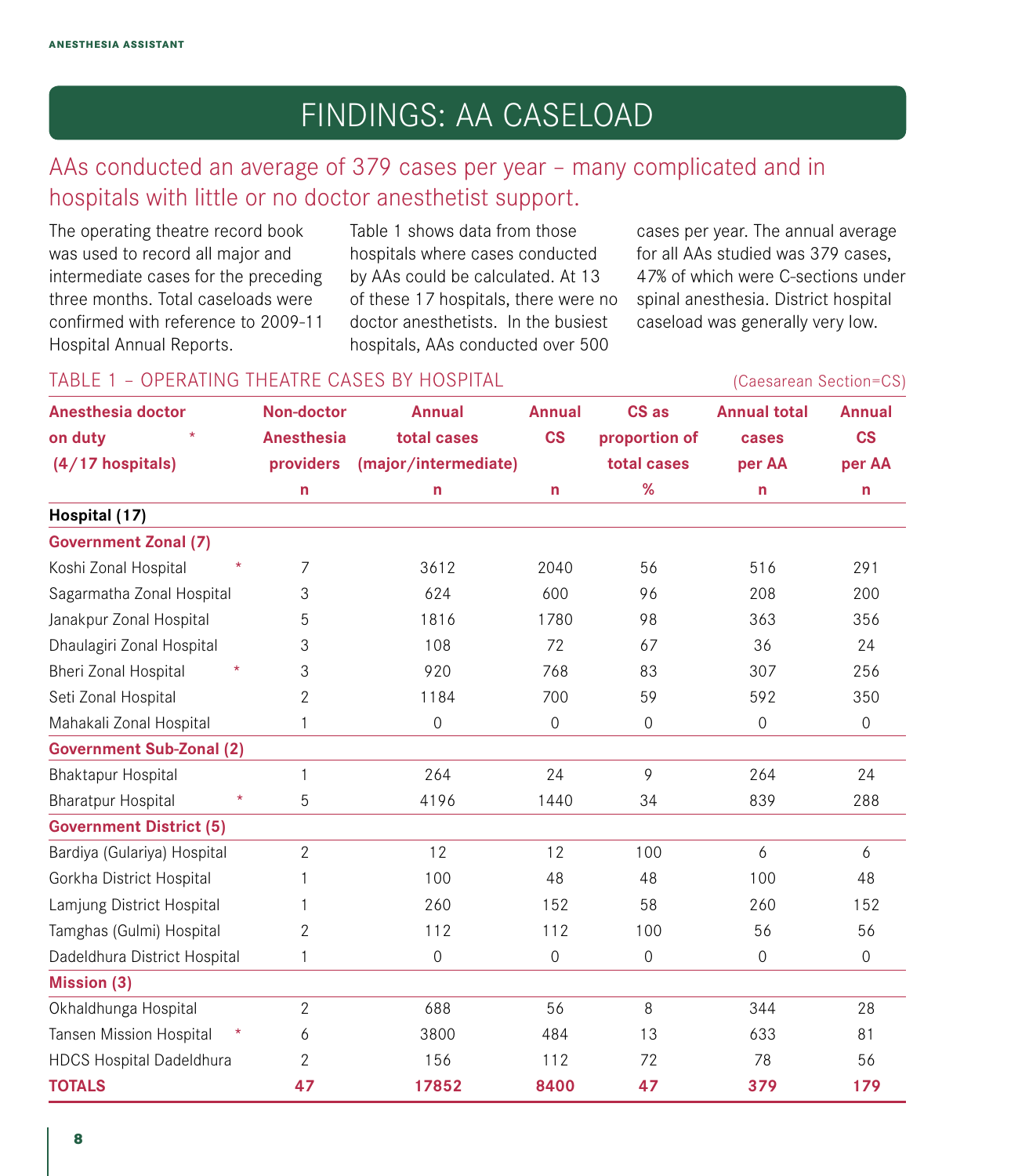# FINDINGS: AA CASELOAD

## AAs conducted an average of 379 cases per year – many complicated and in hospitals with little or no doctor anesthetist support.

The operating theatre record book was used to record all major and intermediate cases for the preceding three months. Total caseloads were confirmed with reference to 2009-11 Hospital Annual Reports.

Table 1 shows data from those hospitals where cases conducted by AAs could be calculated. At 13 of these 17 hospitals, there were no doctor anesthetists. In the busiest hospitals, AAs conducted over 500 cases per year. The annual average for all AAs studied was 379 cases, 47% of which were C-sections under spinal anesthesia. District hospital caseload was generally very low.

### TABLE 1 – OPERATING THEATRE CASES BY HOSPITAL

(Caesarean Section=CS)

| Anesthesia doctor on duty * (4/17 hospitals) | Non-doctor Anesthesia providers n | Annual total cases (major/intermediate) n | Annual CS n | CS as proportion of total cases % | Annual total cases per AA n | Annual CS per AA n |
|---|---|---|---|---|---|---|
| **Hospital (17)** | | | | | | |
| **Government Zonal (7)** | | | | | | |
| Koshi Zonal Hospital * | 7 | 3612 | 2040 | 56 | 516 | 291 |
| Sagarmatha Zonal Hospital | 3 | 624 | 600 | 96 | 208 | 200 |
| Janakpur Zonal Hospital | 5 | 1816 | 1780 | 98 | 363 | 356 |
| Dhaulagiri Zonal Hospital | 3 | 108 | 72 | 67 | 36 | 24 |
| Bheri Zonal Hospital * | 3 | 920 | 768 | 83 | 307 | 256 |
| Seti Zonal Hospital | 2 | 1184 | 700 | 59 | 592 | 350 |
| Mahakali Zonal Hospital | 1 | 0 | 0 | 0 | 0 | 0 |
| **Government Sub-Zonal (2)** | | | | | | |
| Bhaktapur Hospital | 1 | 264 | 24 | 9 | 264 | 24 |
| Bharatpur Hospital * | 5 | 4196 | 1440 | 34 | 839 | 288 |
| **Government District (5)** | | | | | | |
| Bardiya (Gulariya) Hospital | 2 | 12 | 12 | 100 | 6 | 6 |
| Gorkha District Hospital | 1 | 100 | 48 | 48 | 100 | 48 |
| Lamjung District Hospital | 1 | 260 | 152 | 58 | 260 | 152 |
| Tamghas (Gulmi) Hospital | 2 | 112 | 112 | 100 | 56 | 56 |
| Dadeldhura District Hospital | 1 | 0 | 0 | 0 | 0 | 0 |
| **Mission (3)** | | | | | | |
| Okhaldhunga Hospital | 2 | 688 | 56 | 8 | 344 | 28 |
| Tansen Mission Hospital * | 6 | 3800 | 484 | 13 | 633 | 81 |
| HDCS Hospital Dadeldhura | 2 | 156 | 112 | 72 | 78 | 56 |
| **TOTALS** | **47** | **17852** | **8400** | **47** | **379** | **179** |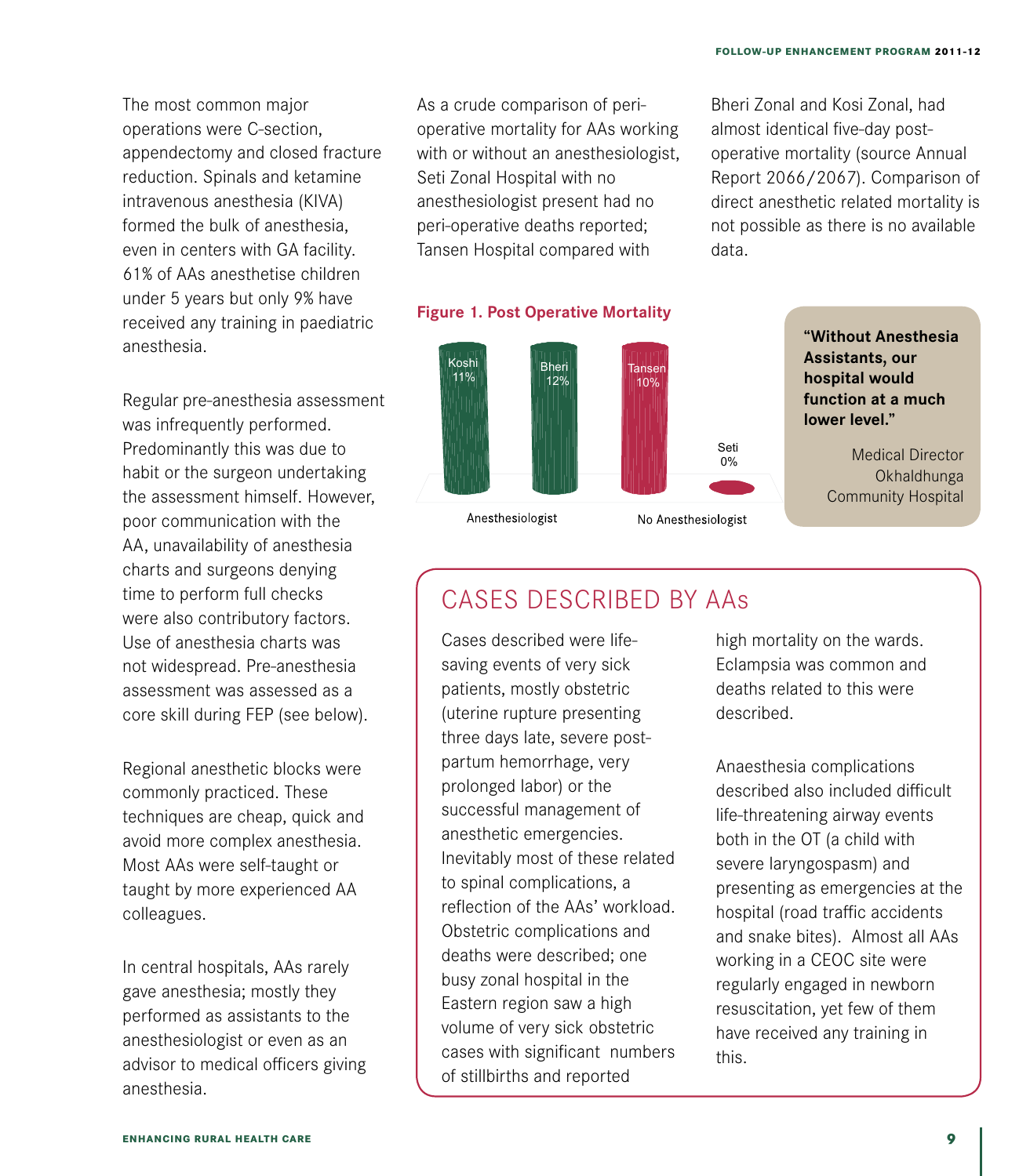The most common major operations were C-section, appendectomy and closed fracture reduction. Spinals and ketamine intravenous anesthesia (KIVA) formed the bulk of anesthesia, even in centers with GA facility. 61% of AAs anesthetise children under 5 years but only 9% have received any training in paediatric anesthesia.

Regular pre-anesthesia assessment was infrequently performed. Predominantly this was due to habit or the surgeon undertaking the assessment himself. However, poor communication with the AA, unavailability of anesthesia charts and surgeons denying time to perform full checks were also contributory factors. Use of anesthesia charts was not widespread. Pre-anesthesia assessment was assessed as a core skill during FEP (see below).

Regional anesthetic blocks were commonly practiced. These techniques are cheap, quick and avoid more complex anesthesia. Most AAs were self-taught or taught by more experienced AA colleagues.

In central hospitals, AAs rarely gave anesthesia; mostly they performed as assistants to the anesthesiologist or even as an advisor to medical officers giving anesthesia.

As a crude comparison of peri-operative mortality for AAs working with or without an anesthesiologist, Seti Zonal Hospital with no anesthesiologist present had no peri-operative deaths reported; Tansen Hospital compared with Bheri Zonal and Kosi Zonal, had almost identical five-day post-operative mortality (source Annual Report 2066/2067). Comparison of direct anesthetic related mortality is not possible as there is no available data.

**Figure 1. Post Operative Mortality**

| | Anesthesiologist | | No Anesthesiologist | |
|---|---|---|---|---|
| Hospital | Koshi | Bheri | Tansen | Seti |
| Post operative mortality | 11% | 12% | 10% | 0% |

> **"Without Anesthesia Assistants, our hospital would function at a much lower level."**
>
> Medical Director
> Okhaldhunga Community Hospital

## CASES DESCRIBED BY AAs

Cases described were life-saving events of very sick patients, mostly obstetric (uterine rupture presenting three days late, severe post-partum hemorrhage, very prolonged labor) or the successful management of anesthetic emergencies. Inevitably most of these related to spinal complications, a reflection of the AAs' workload. Obstetric complications and deaths were described; one busy zonal hospital in the Eastern region saw a high volume of very sick obstetric cases with significant numbers of stillbirths and reported high mortality on the wards. Eclampsia was common and deaths related to this were described.

Anaesthesia complications described also included difficult life-threatening airway events both in the OT (a child with severe laryngospasm) and presenting as emergencies at the hospital (road traffic accidents and snake bites). Almost all AAs working in a CEOC site were regularly engaged in newborn resuscitation, yet few of them have received any training in this.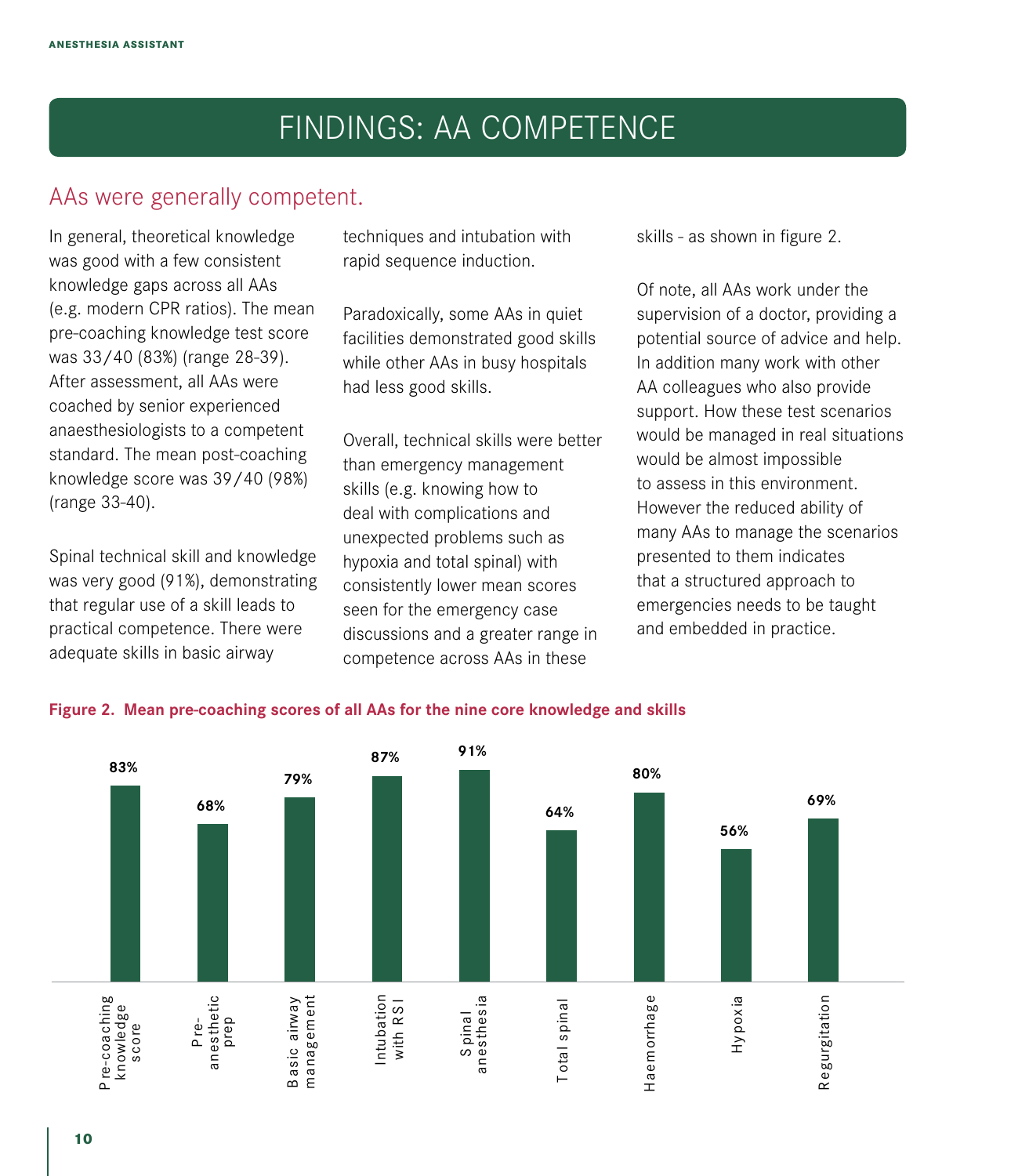# FINDINGS: AA COMPETENCE

## AAs were generally competent.

In general, theoretical knowledge was good with a few consistent knowledge gaps across all AAs (e.g. modern CPR ratios). The mean pre-coaching knowledge test score was 33/40 (83%) (range 28-39). After assessment, all AAs were coached by senior experienced anaesthesiologists to a competent standard. The mean post-coaching knowledge score was 39/40 (98%) (range 33-40).

Spinal technical skill and knowledge was very good (91%), demonstrating that regular use of a skill leads to practical competence. There were adequate skills in basic airway techniques and intubation with rapid sequence induction.

Paradoxically, some AAs in quiet facilities demonstrated good skills while other AAs in busy hospitals had less good skills.

Overall, technical skills were better than emergency management skills (e.g. knowing how to deal with complications and unexpected problems such as hypoxia and total spinal) with consistently lower mean scores seen for the emergency case discussions and a greater range in competence across AAs in these skills - as shown in figure 2.

Of note, all AAs work under the supervision of a doctor, providing a potential source of advice and help. In addition many work with other AA colleagues who also provide support. How these test scenarios would be managed in real situations would be almost impossible to assess in this environment. However the reduced ability of many AAs to manage the scenarios presented to them indicates that a structured approach to emergencies needs to be taught and embedded in practice.

**Figure 2. Mean pre-coaching scores of all AAs for the nine core knowledge and skills**

| Category | Mean score |
|---|---|
| Pre-coaching knowledge score | 83% |
| Pre-anesthetic prep | 68% |
| Basic airway management | 79% |
| Intubation with RSI | 87% |
| Spinal anesthesia | 91% |
| Total spinal | 64% |
| Haemorrhage | 80% |
| Hypoxia | 56% |
| Regurgitation | 69% |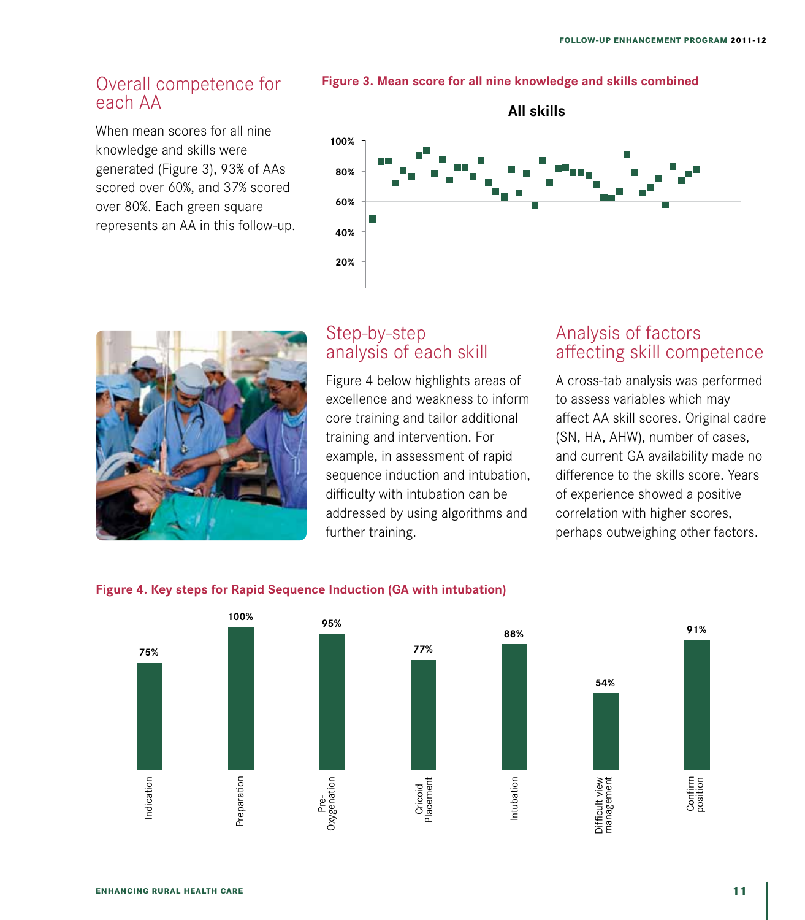## Overall competence for each AA

When mean scores for all nine knowledge and skills were generated (Figure 3), 93% of AAs scored over 60%, and 37% scored over 80%. Each green square represents an AA in this follow-up.

**Figure 3. Mean score for all nine knowledge and skills combined**

## Step-by-step analysis of each skill

Figure 4 below highlights areas of excellence and weakness to inform core training and tailor additional training and intervention. For example, in assessment of rapid sequence induction and intubation, difficulty with intubation can be addressed by using algorithms and further training.

## Analysis of factors affecting skill competence

A cross-tab analysis was performed to assess variables which may affect AA skill scores. Original cadre (SN, HA, AHW), number of cases, and current GA availability made no difference to the skills score. Years of experience showed a positive correlation with higher scores, perhaps outweighing other factors.

**Figure 4. Key steps for Rapid Sequence Induction (GA with intubation)**

| Step | Score |
|---|---|
| Indication | 75% |
| Preparation | 100% |
| Pre-Oxygenation | 95% |
| Cricoid Placement | 77% |
| Intubation | 88% |
| Difficult view management | 54% |
| Confirm position | 91% |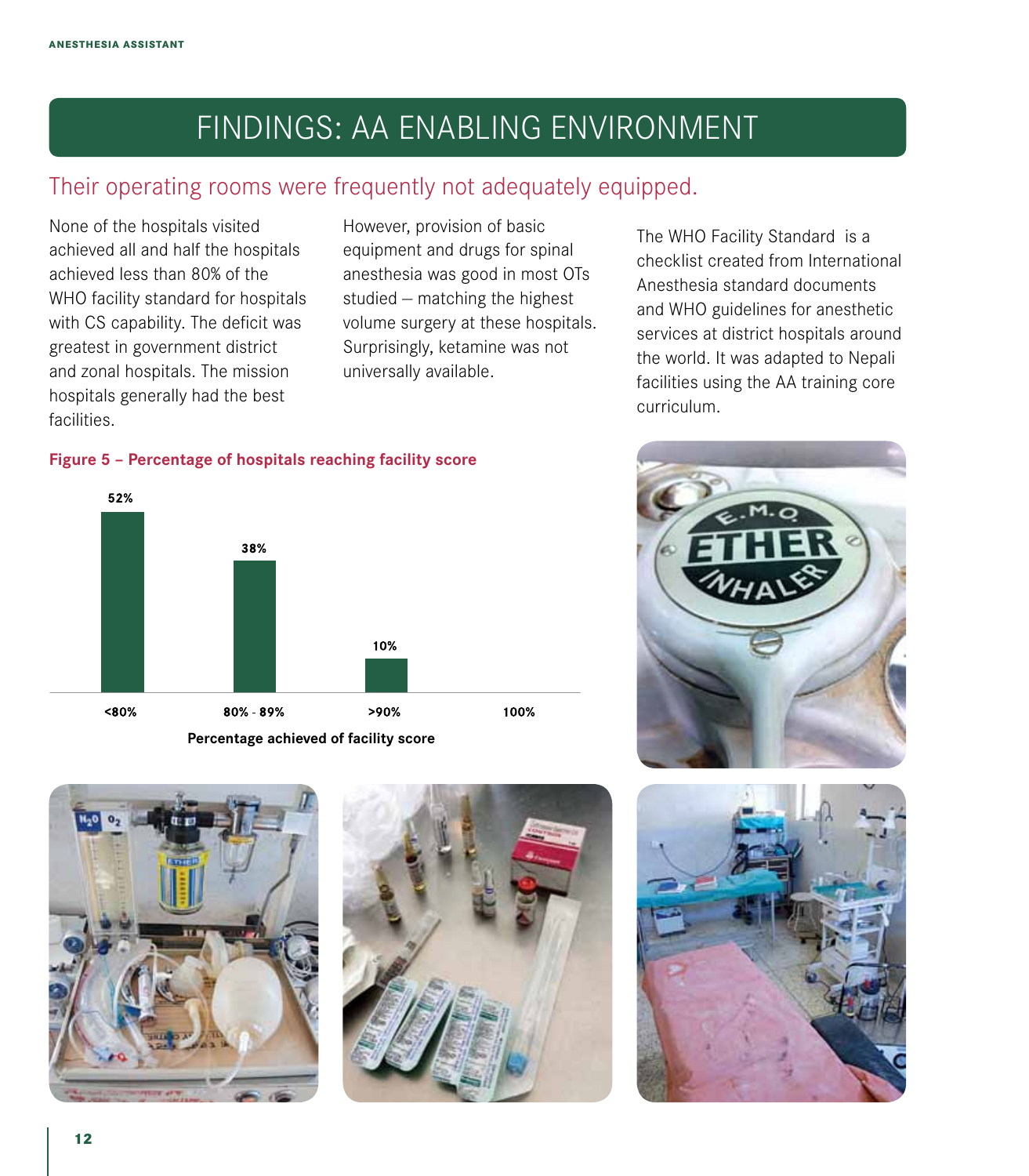# FINDINGS: AA ENABLING ENVIRONMENT

## Their operating rooms were frequently not adequately equipped.

None of the hospitals visited achieved all and half the hospitals achieved less than 80% of the WHO facility standard for hospitals with CS capability. The deficit was greatest in government district and zonal hospitals. The mission hospitals generally had the best facilities.

However, provision of basic equipment and drugs for spinal anesthesia was good in most OTs studied – matching the highest volume surgery at these hospitals. Surprisingly, ketamine was not universally available.

The WHO Facility Standard is a checklist created from International Anesthesia standard documents and WHO guidelines for anesthetic services at district hospitals around the world. It was adapted to Nepali facilities using the AA training core curriculum.

**Figure 5 – Percentage of hospitals reaching facility score**

| Percentage achieved of facility score | <80% | 80% - 89% | >90% | 100% |
|---|---|---|---|---|
| Percentage of hospitals | 52% | 38% | 10% | |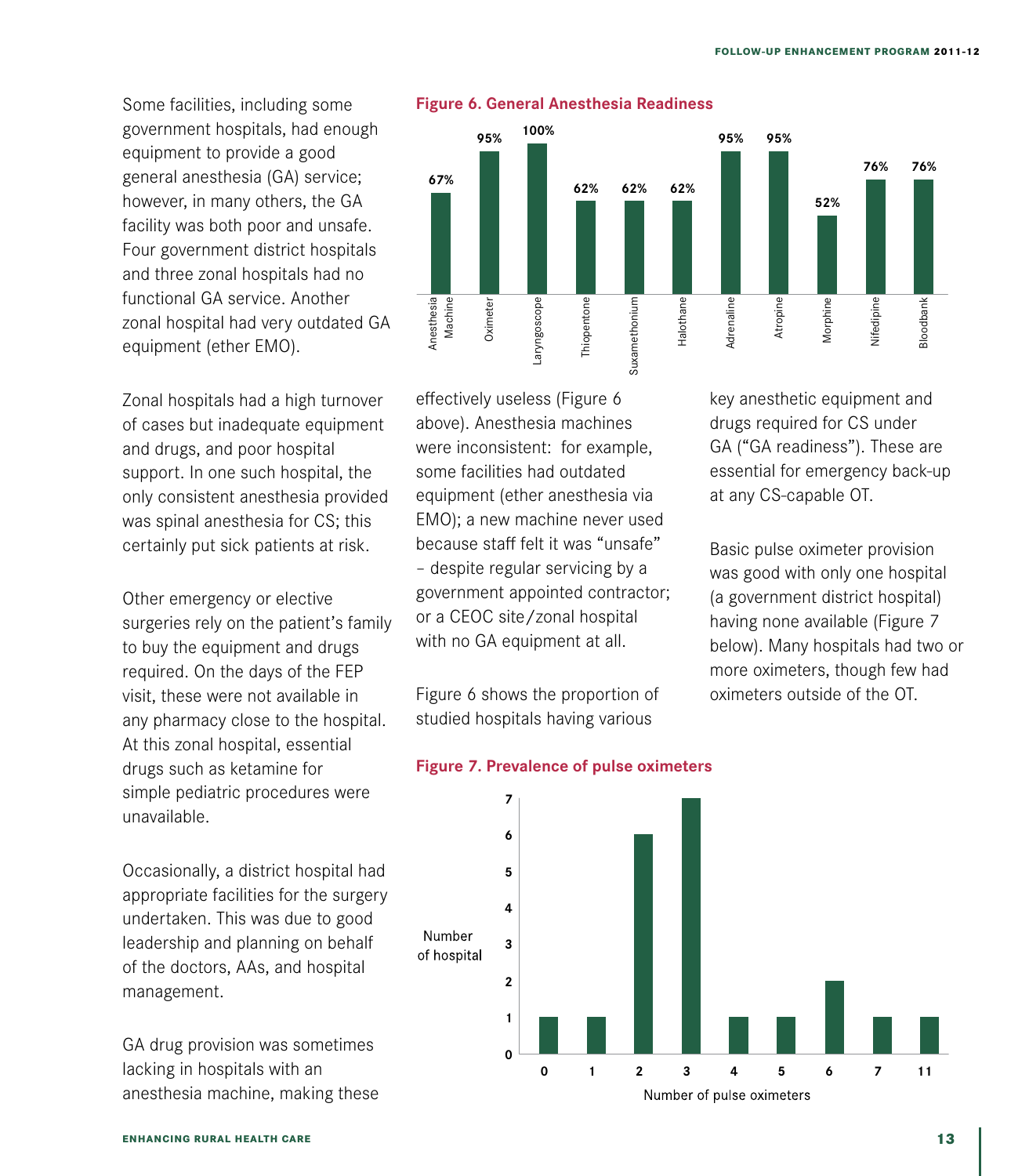Some facilities, including some government hospitals, had enough equipment to provide a good general anesthesia (GA) service; however, in many others, the GA facility was both poor and unsafe. Four government district hospitals and three zonal hospitals had no functional GA service. Another zonal hospital had very outdated GA equipment (ether EMO).

Zonal hospitals had a high turnover of cases but inadequate equipment and drugs, and poor hospital support. In one such hospital, the only consistent anesthesia provided was spinal anesthesia for CS; this certainly put sick patients at risk.

Other emergency or elective surgeries rely on the patient's family to buy the equipment and drugs required. On the days of the FEP visit, these were not available in any pharmacy close to the hospital. At this zonal hospital, essential drugs such as ketamine for simple pediatric procedures were unavailable.

Occasionally, a district hospital had appropriate facilities for the surgery undertaken. This was due to good leadership and planning on behalf of the doctors, AAs, and hospital management.

GA drug provision was sometimes lacking in hospitals with an anesthesia machine, making these effectively useless (Figure 6 above). Anesthesia machines were inconsistent: for example, some facilities had outdated equipment (ether anesthesia via EMO); a new machine never used because staff felt it was "unsafe" – despite regular servicing by a government appointed contractor; or a CEOC site/zonal hospital with no GA equipment at all.

Figure 6 shows the proportion of studied hospitals having various key anesthetic equipment and drugs required for CS under GA ("GA readiness"). These are essential for emergency back-up at any CS-capable OT.

Basic pulse oximeter provision was good with only one hospital (a government district hospital) having none available (Figure 7 below). Many hospitals had two or more oximeters, though few had oximeters outside of the OT.

**Figure 6. General Anesthesia Readiness**

| Item | Proportion of hospitals |
|---|---|
| Anesthesia Machine | 67% |
| Oximeter | 95% |
| Laryngoscope | 100% |
| Thiopentone | 62% |
| Suxamethonium | 62% |
| Halothane | 62% |
| Adrenaline | 95% |
| Atropine | 95% |
| Morphine | 52% |
| Nifedipine | 76% |
| Bloodbank | 76% |

**Figure 7. Prevalence of pulse oximeters**

| Number of pulse oximeters | Number of hospital |
|---|---|
| 0 | 1 |
| 1 | 1 |
| 2 | 6 |
| 3 | 7 |
| 4 | 1 |
| 5 | 1 |
| 6 | 2 |
| 7 | 1 |
| 11 | 1 |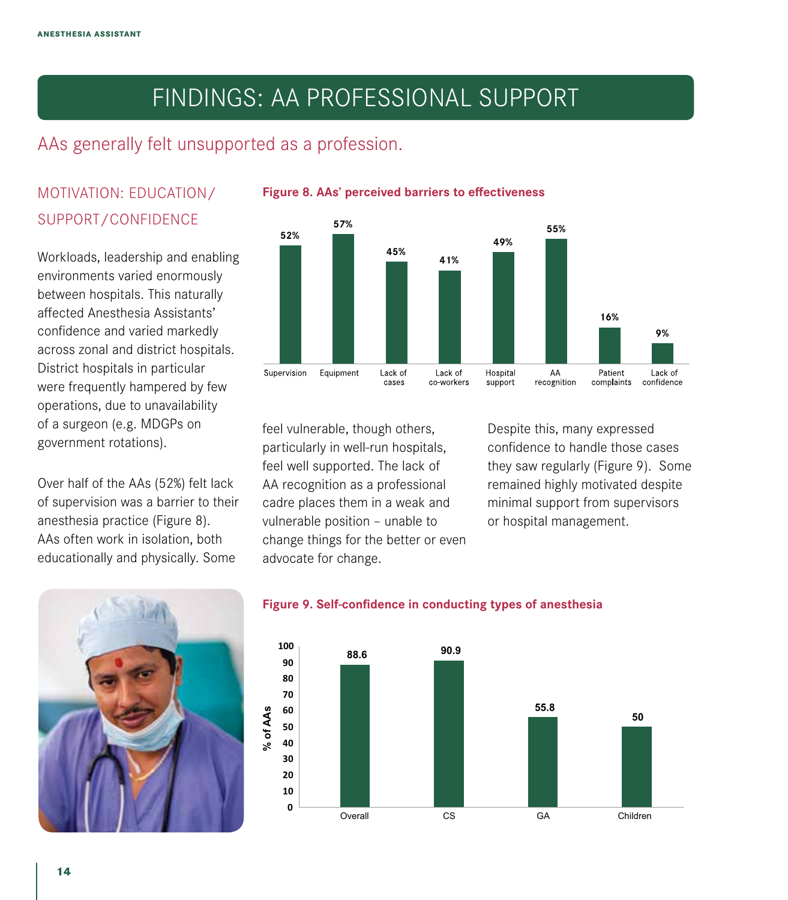# FINDINGS: AA PROFESSIONAL SUPPORT

## AAs generally felt unsupported as a profession.

### MOTIVATION: EDUCATION/SUPPORT/CONFIDENCE

Workloads, leadership and enabling environments varied enormously between hospitals. This naturally affected Anesthesia Assistants' confidence and varied markedly across zonal and district hospitals. District hospitals in particular were frequently hampered by few operations, due to unavailability of a surgeon (e.g. MDGPs on government rotations).

Over half of the AAs (52%) felt lack of supervision was a barrier to their anesthesia practice (Figure 8). AAs often work in isolation, both educationally and physically. Some feel vulnerable, though others, particularly in well-run hospitals, feel well supported. The lack of AA recognition as a professional cadre places them in a weak and vulnerable position – unable to change things for the better or even advocate for change.

Despite this, many expressed confidence to handle those cases they saw regularly (Figure 9). Some remained highly motivated despite minimal support from supervisors or hospital management.

**Figure 8. AAs' perceived barriers to effectiveness**

| Barrier | % |
| --- | --- |
| Supervision | 52% |
| Equipment | 57% |
| Lack of cases | 45% |
| Lack of co-workers | 41% |
| Hospital support | 49% |
| AA recognition | 55% |
| Patient complaints | 16% |
| Lack of confidence | 9% |

**Figure 9. Self-confidence in conducting types of anesthesia**

| Type | % of AAs |
| --- | --- |
| Overall | 88.6 |
| CS | 90.9 |
| GA | 55.8 |
| Children | 50 |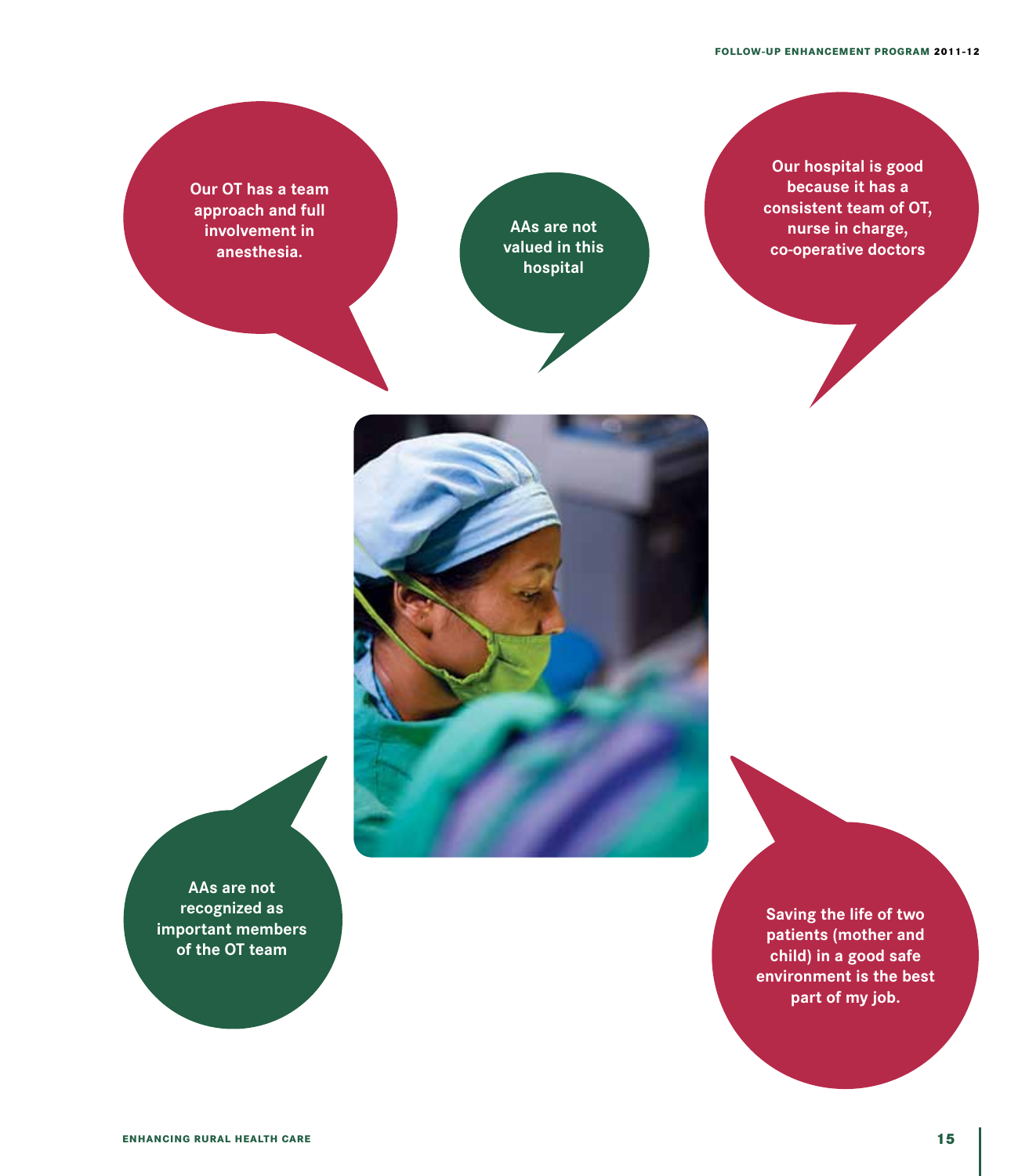Our OT has a team approach and full involvement in anesthesia.

AAs are not valued in this hospital

Our hospital is good because it has a consistent team of OT, nurse in charge, co-operative doctors

AAs are not recognized as important members of the OT team

Saving the life of two patients (mother and child) in a good safe environment is the best part of my job.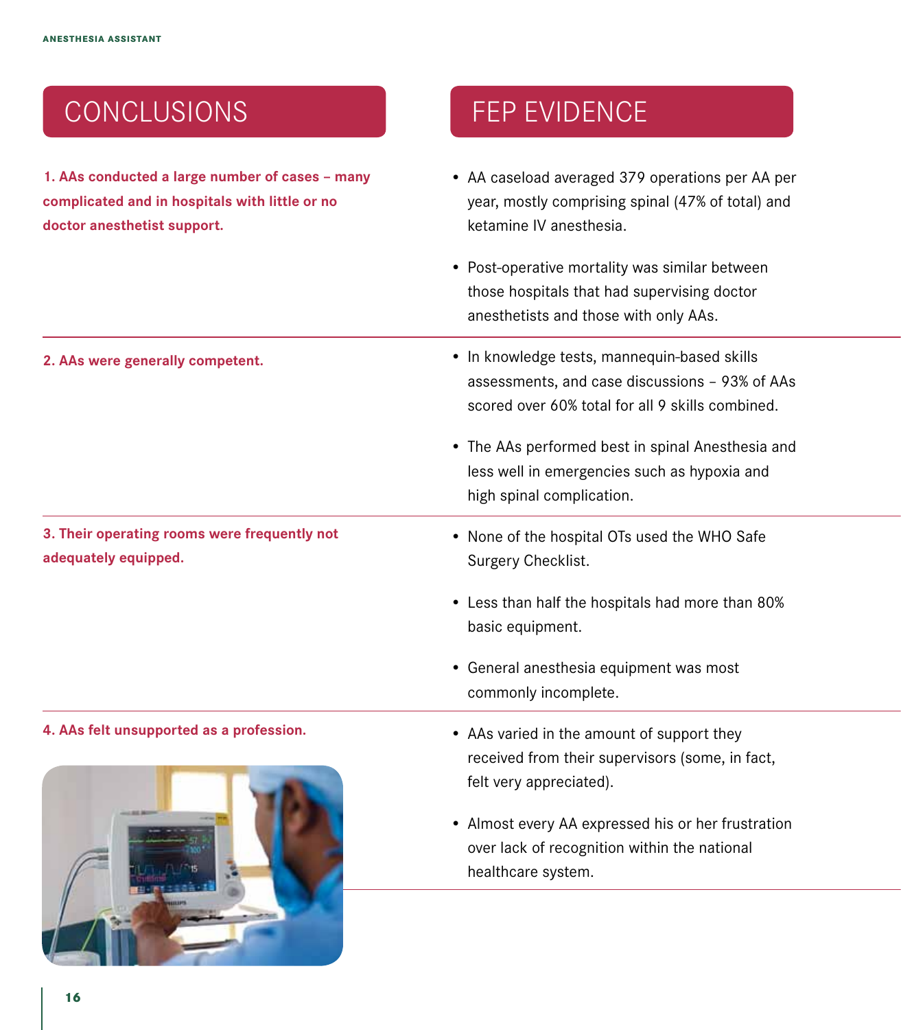| CONCLUSIONS | FEP EVIDENCE |
| --- | --- |
| **1. AAs conducted a large number of cases – many complicated and in hospitals with little or no doctor anesthetist support.** | • AA caseload averaged 379 operations per AA per year, mostly comprising spinal (47% of total) and ketamine IV anesthesia.<br>• Post-operative mortality was similar between those hospitals that had supervising doctor anesthetists and those with only AAs. |
| **2. AAs were generally competent.** | • In knowledge tests, mannequin-based skills assessments, and case discussions – 93% of AAs scored over 60% total for all 9 skills combined.<br>• The AAs performed best in spinal Anesthesia and less well in emergencies such as hypoxia and high spinal complication. |
| **3. Their operating rooms were frequently not adequately equipped.** | • None of the hospital OTs used the WHO Safe Surgery Checklist.<br>• Less than half the hospitals had more than 80% basic equipment.<br>• General anesthesia equipment was most commonly incomplete. |
| **4. AAs felt unsupported as a profession.** | • AAs varied in the amount of support they received from their supervisors (some, in fact, felt very appreciated).<br>• Almost every AA expressed his or her frustration over lack of recognition within the national healthcare system. |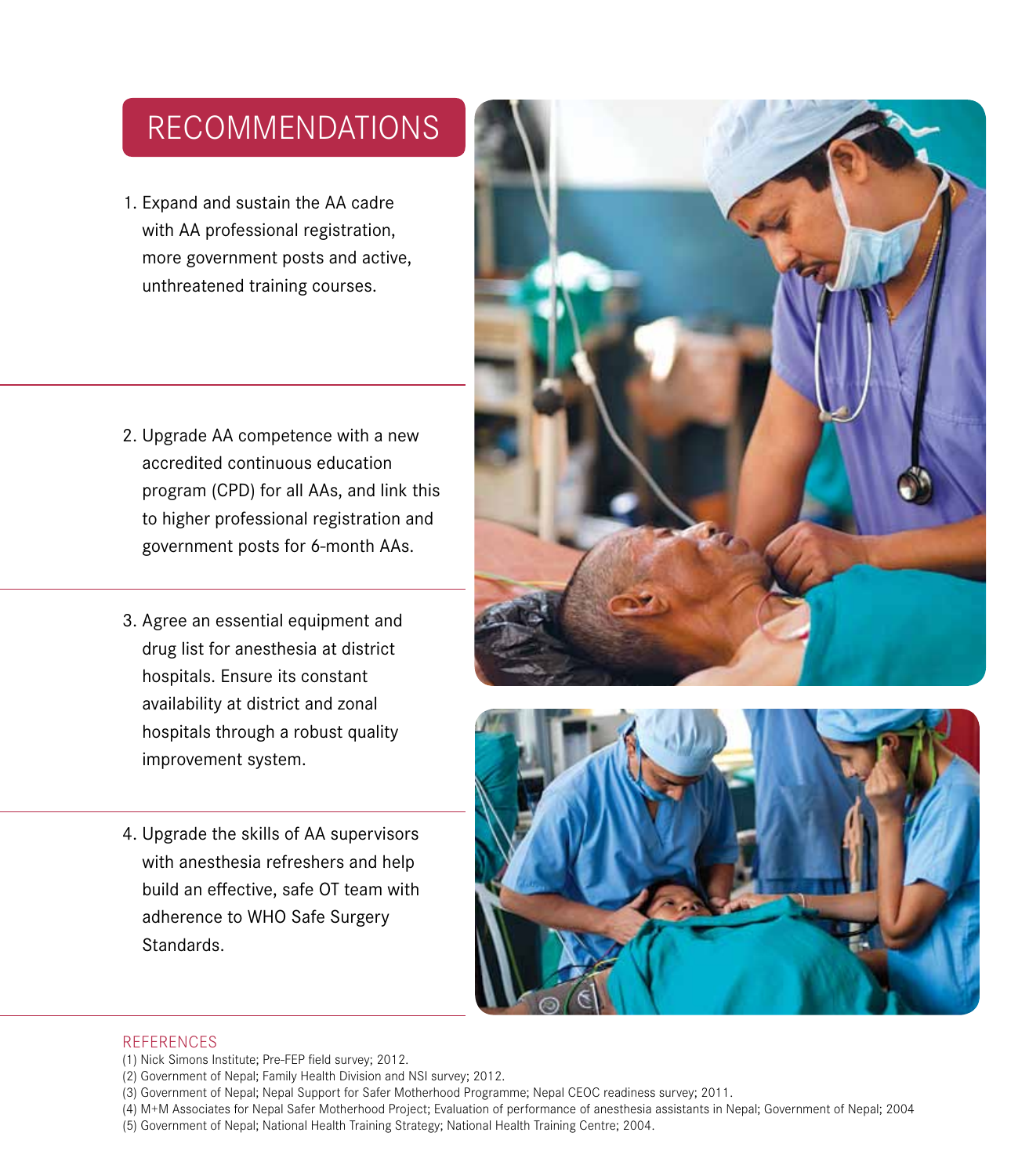## RECOMMENDATIONS

1. Expand and sustain the AA cadre with AA professional registration, more government posts and active, unthreatened training courses.

2. Upgrade AA competence with a new accredited continuous education program (CPD) for all AAs, and link this to higher professional registration and government posts for 6-month AAs.

3. Agree an essential equipment and drug list for anesthesia at district hospitals. Ensure its constant availability at district and zonal hospitals through a robust quality improvement system.

4. Upgrade the skills of AA supervisors with anesthesia refreshers and help build an effective, safe OT team with adherence to WHO Safe Surgery Standards.

### REFERENCES

(1) Nick Simons Institute; Pre-FEP field survey; 2012.
(2) Government of Nepal; Family Health Division and NSI survey; 2012.
(3) Government of Nepal; Nepal Support for Safer Motherhood Programme; Nepal CEOC readiness survey; 2011.
(4) M+M Associates for Nepal Safer Motherhood Project; Evaluation of performance of anesthesia assistants in Nepal; Government of Nepal; 2004
(5) Government of Nepal; National Health Training Strategy; National Health Training Centre; 2004.